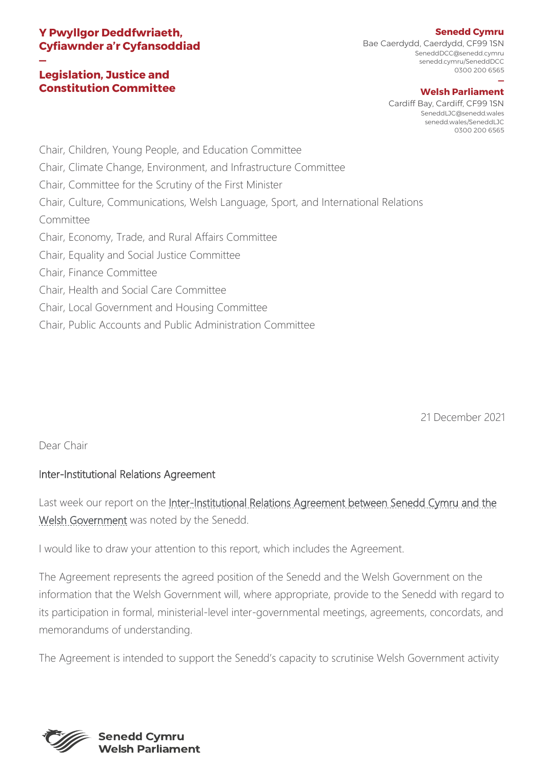**Y Pwyllgor Deddfwriaeth, Cyfiawnder a'r Cyfansoddiad**

—

**Legislation, Justice and Constitution Committee**

**Senedd Cymru**
Bae Caerdydd, Caerdydd, CF99 1SN
SeneddDCC@senedd.cymru
senedd.cymru/SeneddDCC
0300 200 6565

—

**Welsh Parliament**
Cardiff Bay, Cardiff, CF99 1SN
SeneddLJC@senedd.wales
senedd.wales/SeneddLJC
0300 200 6565

Chair, Children, Young People, and Education Committee
Chair, Climate Change, Environment, and Infrastructure Committee
Chair, Committee for the Scrutiny of the First Minister
Chair, Culture, Communications, Welsh Language, Sport, and International Relations Committee
Chair, Economy, Trade, and Rural Affairs Committee
Chair, Equality and Social Justice Committee
Chair, Finance Committee
Chair, Health and Social Care Committee
Chair, Local Government and Housing Committee
Chair, Public Accounts and Public Administration Committee

21 December 2021

Dear Chair

Inter-Institutional Relations Agreement

Last week our report on the Inter-Institutional Relations Agreement between Senedd Cymru and the Welsh Government was noted by the Senedd.

I would like to draw your attention to this report, which includes the Agreement.

The Agreement represents the agreed position of the Senedd and the Welsh Government on the information that the Welsh Government will, where appropriate, provide to the Senedd with regard to its participation in formal, ministerial-level inter-governmental meetings, agreements, concordats, and memorandums of understanding.

The Agreement is intended to support the Senedd's capacity to scrutinise Welsh Government activity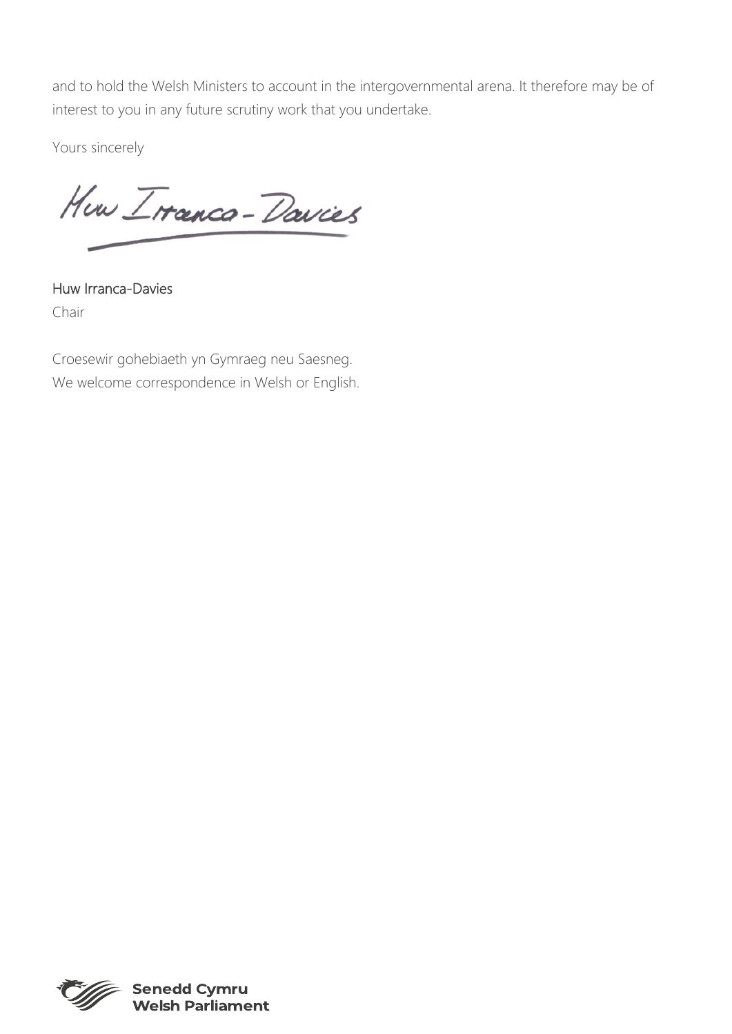and to hold the Welsh Ministers to account in the intergovernmental arena. It therefore may be of interest to you in any future scrutiny work that you undertake.

Yours sincerely

Huw Irranca-Davies
Chair

Croesewir gohebiaeth yn Gymraeg neu Saesneg.
We welcome correspondence in Welsh or English.